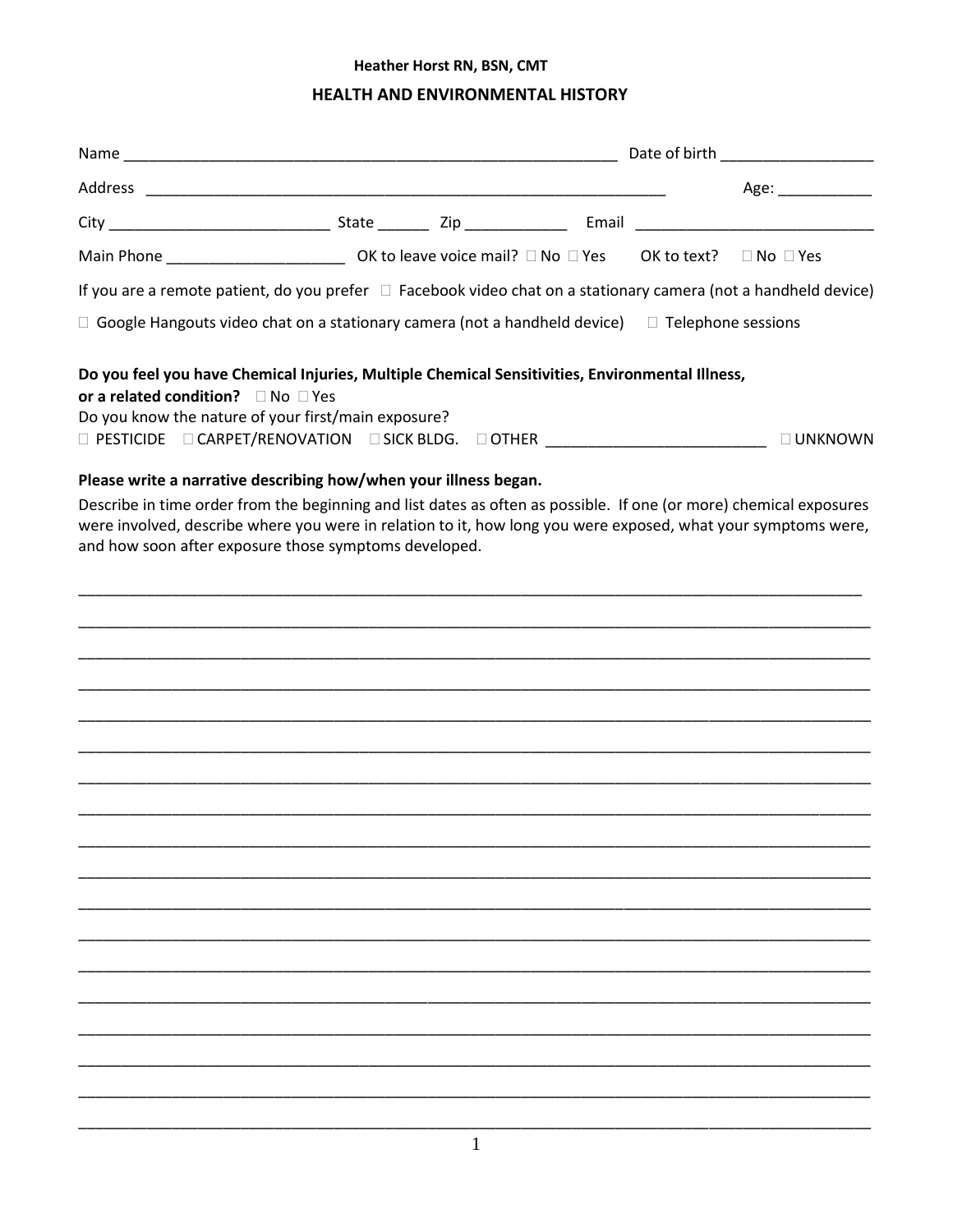**Heather Horst RN, BSN, CMT**

## HEALTH AND ENVIRONMENTAL HISTORY

Name ___________________________________________________________ Date of birth __________________

Address _________________________________________________________________ Age: ___________

City __________________________ State ______ Zip ____________ Email ____________________________

Main Phone _____________________ OK to leave voice mail? ☐ No ☐ Yes OK to text? ☐ No ☐ Yes

If you are a remote patient, do you prefer ☐ Facebook video chat on a stationary camera (not a handheld device)

☐ Google Hangouts video chat on a stationary camera (not a handheld device) ☐ Telephone sessions

**Do you feel you have Chemical Injuries, Multiple Chemical Sensitivities, Environmental Illness, or a related condition?** ☐ No ☐ Yes

Do you know the nature of your first/main exposure?

☐ PESTICIDE ☐ CARPET/RENOVATION ☐ SICK BLDG. ☐ OTHER __________________________ ☐ UNKNOWN

**Please write a narrative describing how/when your illness began.**

Describe in time order from the beginning and list dates as often as possible. If one (or more) chemical exposures were involved, describe where you were in relation to it, how long you were exposed, what your symptoms were, and how soon after exposure those symptoms developed.

_______________________________________________________________________________________________

_______________________________________________________________________________________________

_______________________________________________________________________________________________

_______________________________________________________________________________________________

_______________________________________________________________________________________________

_______________________________________________________________________________________________

_______________________________________________________________________________________________

_______________________________________________________________________________________________

_______________________________________________________________________________________________

_______________________________________________________________________________________________

_______________________________________________________________________________________________

_______________________________________________________________________________________________

_______________________________________________________________________________________________

_______________________________________________________________________________________________

_______________________________________________________________________________________________

_______________________________________________________________________________________________

_______________________________________________________________________________________________

_______________________________________________________________________________________________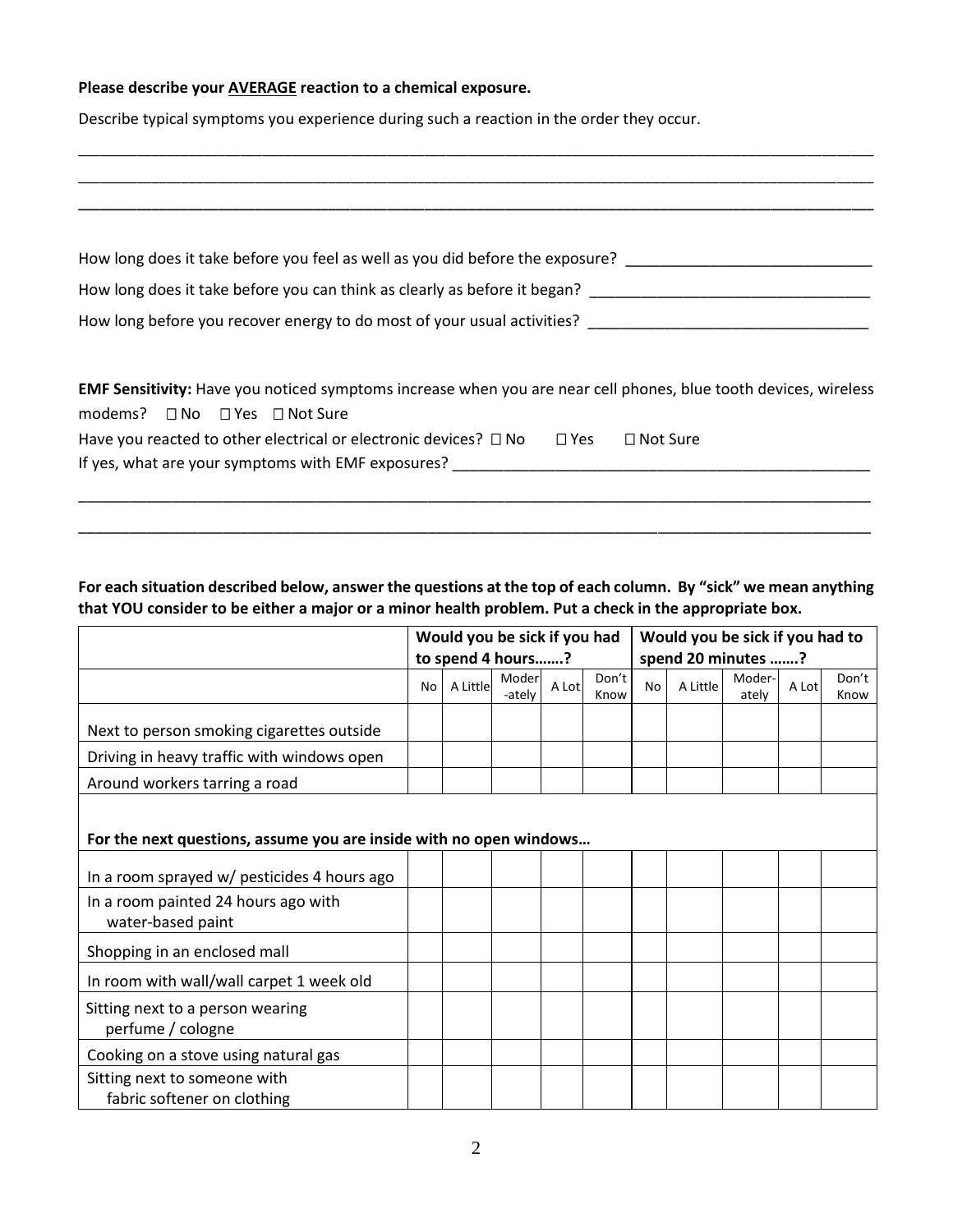**Please describe your AVERAGE reaction to a chemical exposure.**

Describe typical symptoms you experience during such a reaction in the order they occur.

\_\_\_\_\_\_\_\_\_\_\_\_\_\_\_\_\_\_\_\_\_\_\_\_\_\_\_\_\_\_\_\_\_\_\_\_\_\_\_\_\_\_\_\_\_\_\_\_\_\_\_\_\_\_\_\_\_\_\_\_\_\_\_\_\_\_\_\_\_\_\_\_\_\_\_\_\_\_\_\_\_\_

\_\_\_\_\_\_\_\_\_\_\_\_\_\_\_\_\_\_\_\_\_\_\_\_\_\_\_\_\_\_\_\_\_\_\_\_\_\_\_\_\_\_\_\_\_\_\_\_\_\_\_\_\_\_\_\_\_\_\_\_\_\_\_\_\_\_\_\_\_\_\_\_\_\_\_\_\_\_\_\_\_\_

\_\_\_\_\_\_\_\_\_\_\_\_\_\_\_\_\_\_\_\_\_\_\_\_\_\_\_\_\_\_\_\_\_\_\_\_\_\_\_\_\_\_\_\_\_\_\_\_\_\_\_\_\_\_\_\_\_\_\_\_\_\_\_\_\_\_\_\_\_\_\_\_\_\_\_\_\_\_\_\_\_\_

How long does it take before you feel as well as you did before the exposure? \_\_\_\_\_\_\_\_\_\_\_\_\_\_\_\_\_\_\_\_\_\_\_\_\_\_\_\_

How long does it take before you can think as clearly as before it began? \_\_\_\_\_\_\_\_\_\_\_\_\_\_\_\_\_\_\_\_\_\_\_\_\_\_\_\_\_\_\_\_

How long before you recover energy to do most of your usual activities? \_\_\_\_\_\_\_\_\_\_\_\_\_\_\_\_\_\_\_\_\_\_\_\_\_\_\_\_\_\_\_\_

**EMF Sensitivity:** Have you noticed symptoms increase when you are near cell phones, blue tooth devices, wireless modems? ☐ No ☐ Yes ☐ Not Sure

Have you reacted to other electrical or electronic devices? ☐ No ☐ Yes ☐ Not Sure

If yes, what are your symptoms with EMF exposures? \_\_\_\_\_\_\_\_\_\_\_\_\_\_\_\_\_\_\_\_\_\_\_\_\_\_\_\_\_\_\_\_\_\_\_\_\_\_\_\_\_\_\_\_\_\_\_\_

\_\_\_\_\_\_\_\_\_\_\_\_\_\_\_\_\_\_\_\_\_\_\_\_\_\_\_\_\_\_\_\_\_\_\_\_\_\_\_\_\_\_\_\_\_\_\_\_\_\_\_\_\_\_\_\_\_\_\_\_\_\_\_\_\_\_\_\_\_\_\_\_\_\_\_\_\_\_\_\_\_\_

\_\_\_\_\_\_\_\_\_\_\_\_\_\_\_\_\_\_\_\_\_\_\_\_\_\_\_\_\_\_\_\_\_\_\_\_\_\_\_\_\_\_\_\_\_\_\_\_\_\_\_\_\_\_\_\_\_\_\_\_\_\_\_\_\_\_\_\_\_\_\_\_\_\_\_\_\_\_\_\_\_\_

**For each situation described below, answer the questions at the top of each column. By "sick" we mean anything that YOU consider to be either a major or a minor health problem. Put a check in the appropriate box.**

| | **Would you be sick if you had to spend 4 hours…….?** | | | | | **Would you be sick if you had to spend 20 minutes …….?** | | | | |
|---|---|---|---|---|---|---|---|---|---|---|
| | No | A Little | Moder-ately | A Lot | Don't Know | No | A Little | Moder-ately | A Lot | Don't Know |
| Next to person smoking cigarettes outside | | | | | | | | | | |
| Driving in heavy traffic with windows open | | | | | | | | | | |
| Around workers tarring a road | | | | | | | | | | |
| **For the next questions, assume you are inside with no open windows…** | | | | | | | | | | |
| In a room sprayed w/ pesticides 4 hours ago | | | | | | | | | | |
| In a room painted 24 hours ago with water-based paint | | | | | | | | | | |
| Shopping in an enclosed mall | | | | | | | | | | |
| In room with wall/wall carpet 1 week old | | | | | | | | | | |
| Sitting next to a person wearing perfume / cologne | | | | | | | | | | |
| Cooking on a stove using natural gas | | | | | | | | | | |
| Sitting next to someone with fabric softener on clothing | | | | | | | | | | |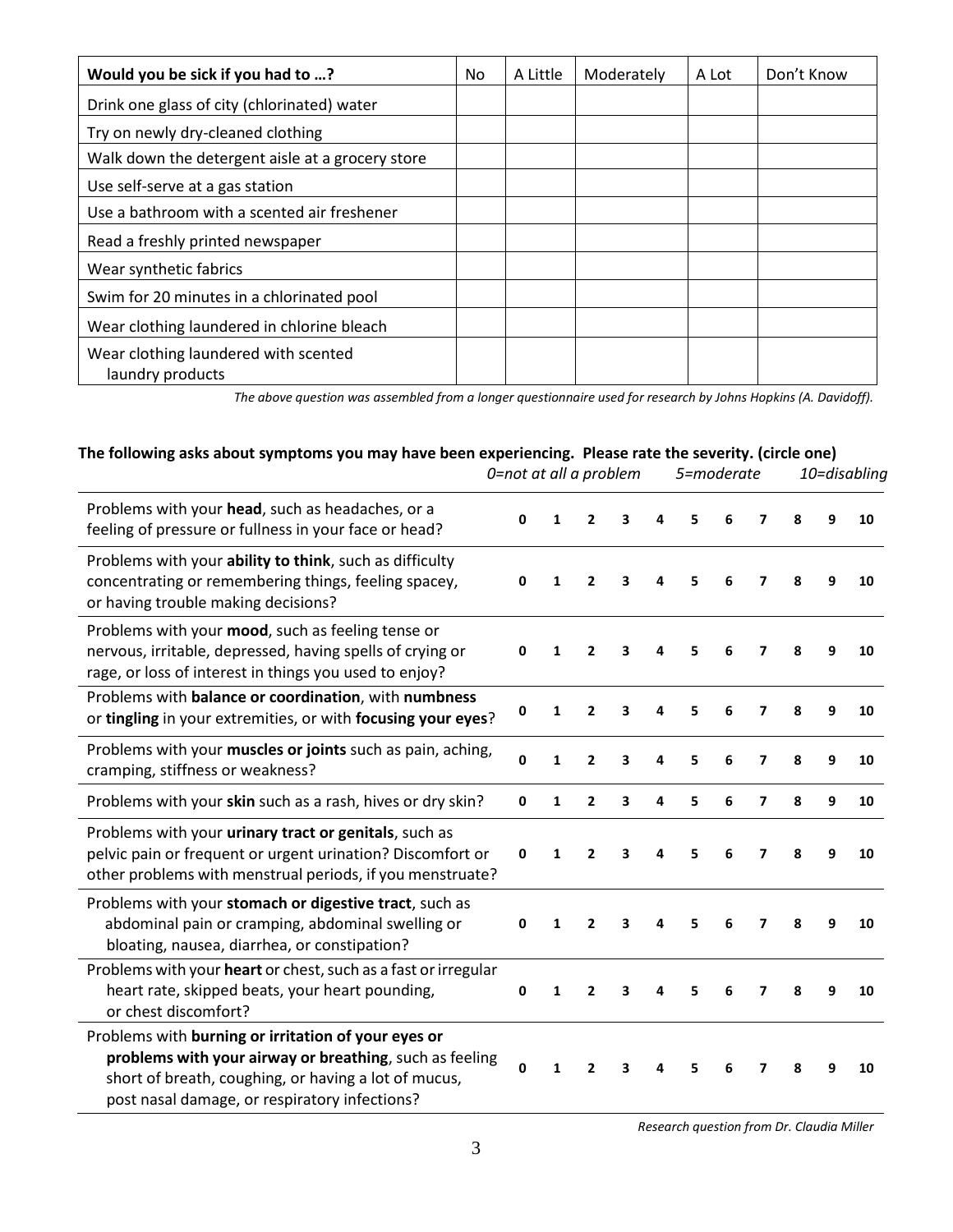| Would you be sick if you had to …? | No | A Little | Moderately | A Lot | Don't Know |
|---|---|---|---|---|---|
| Drink one glass of city (chlorinated) water | | | | | |
| Try on newly dry-cleaned clothing | | | | | |
| Walk down the detergent aisle at a grocery store | | | | | |
| Use self-serve at a gas station | | | | | |
| Use a bathroom with a scented air freshener | | | | | |
| Read a freshly printed newspaper | | | | | |
| Wear synthetic fabrics | | | | | |
| Swim for 20 minutes in a chlorinated pool | | | | | |
| Wear clothing laundered in chlorine bleach | | | | | |
| Wear clothing laundered with scented laundry products | | | | | |

*The above question was assembled from a longer questionnaire used for research by Johns Hopkins (A. Davidoff).*

**The following asks about symptoms you may have been experiencing. Please rate the severity. (circle one)**

*0=not at all a problem 5=moderate 10=disabling*

| | | | | | | | | | | | |
|---|---|---|---|---|---|---|---|---|---|---|---|
| Problems with your **head**, such as headaches, or a feeling of pressure or fullness in your face or head? | **0** | **1** | **2** | **3** | **4** | **5** | **6** | **7** | **8** | **9** | **10** |
| Problems with your **ability to think**, such as difficulty concentrating or remembering things, feeling spacey, or having trouble making decisions? | **0** | **1** | **2** | **3** | **4** | **5** | **6** | **7** | **8** | **9** | **10** |
| Problems with your **mood**, such as feeling tense or nervous, irritable, depressed, having spells of crying or rage, or loss of interest in things you used to enjoy? | **0** | **1** | **2** | **3** | **4** | **5** | **6** | **7** | **8** | **9** | **10** |
| Problems with **balance or coordination**, with **numbness** or **tingling** in your extremities, or with **focusing your eyes**? | **0** | **1** | **2** | **3** | **4** | **5** | **6** | **7** | **8** | **9** | **10** |
| Problems with your **muscles or joints** such as pain, aching, cramping, stiffness or weakness? | **0** | **1** | **2** | **3** | **4** | **5** | **6** | **7** | **8** | **9** | **10** |
| Problems with your **skin** such as a rash, hives or dry skin? | **0** | **1** | **2** | **3** | **4** | **5** | **6** | **7** | **8** | **9** | **10** |
| Problems with your **urinary tract or genitals**, such as pelvic pain or frequent or urgent urination? Discomfort or other problems with menstrual periods, if you menstruate? | **0** | **1** | **2** | **3** | **4** | **5** | **6** | **7** | **8** | **9** | **10** |
| Problems with your **stomach or digestive tract**, such as abdominal pain or cramping, abdominal swelling or bloating, nausea, diarrhea, or constipation? | **0** | **1** | **2** | **3** | **4** | **5** | **6** | **7** | **8** | **9** | **10** |
| Problems with your **heart** or chest, such as a fast or irregular heart rate, skipped beats, your heart pounding, or chest discomfort? | **0** | **1** | **2** | **3** | **4** | **5** | **6** | **7** | **8** | **9** | **10** |
| Problems with **burning or irritation of your eyes or problems with your airway or breathing**, such as feeling short of breath, coughing, or having a lot of mucus, post nasal damage, or respiratory infections? | **0** | **1** | **2** | **3** | **4** | **5** | **6** | **7** | **8** | **9** | **10** |

*Research question from Dr. Claudia Miller*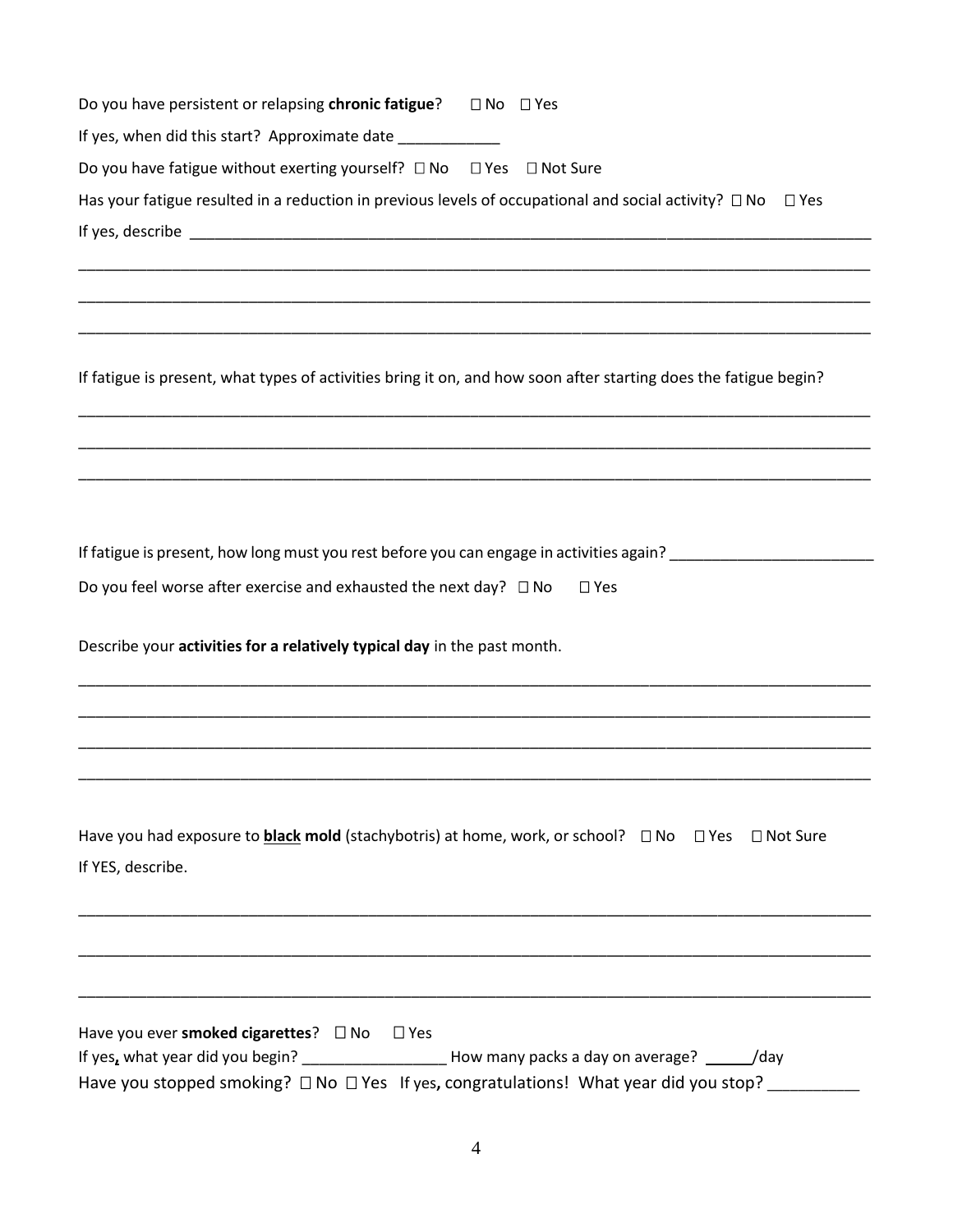Do you have persistent or relapsing **chronic fatigue**? ☐ No ☐ Yes

If yes, when did this start? Approximate date ____________

Do you have fatigue without exerting yourself? ☐ No ☐ Yes ☐ Not Sure

Has your fatigue resulted in a reduction in previous levels of occupational and social activity? ☐ No ☐ Yes

If yes, describe ________________________________________________________________________________

____________________________________________________________________________________________

____________________________________________________________________________________________

____________________________________________________________________________________________

If fatigue is present, what types of activities bring it on, and how soon after starting does the fatigue begin?

____________________________________________________________________________________________

____________________________________________________________________________________________

____________________________________________________________________________________________

If fatigue is present, how long must you rest before you can engage in activities again? ________________________

Do you feel worse after exercise and exhausted the next day? ☐ No ☐ Yes

Describe your **activities for a relatively typical day** in the past month.

____________________________________________________________________________________________

____________________________________________________________________________________________

____________________________________________________________________________________________

____________________________________________________________________________________________

Have you had exposure to <u>**black**</u> **mold** (stachybotris) at home, work, or school? ☐ No ☐ Yes ☐ Not Sure

If YES, describe.

____________________________________________________________________________________________

____________________________________________________________________________________________

____________________________________________________________________________________________

Have you ever **smoked cigarettes**? ☐ No ☐ Yes

If yes, what year did you begin? _________________ How many packs a day on average? ______/day

Have you stopped smoking? ☐ No ☐ Yes If yes, congratulations! What year did you stop? __________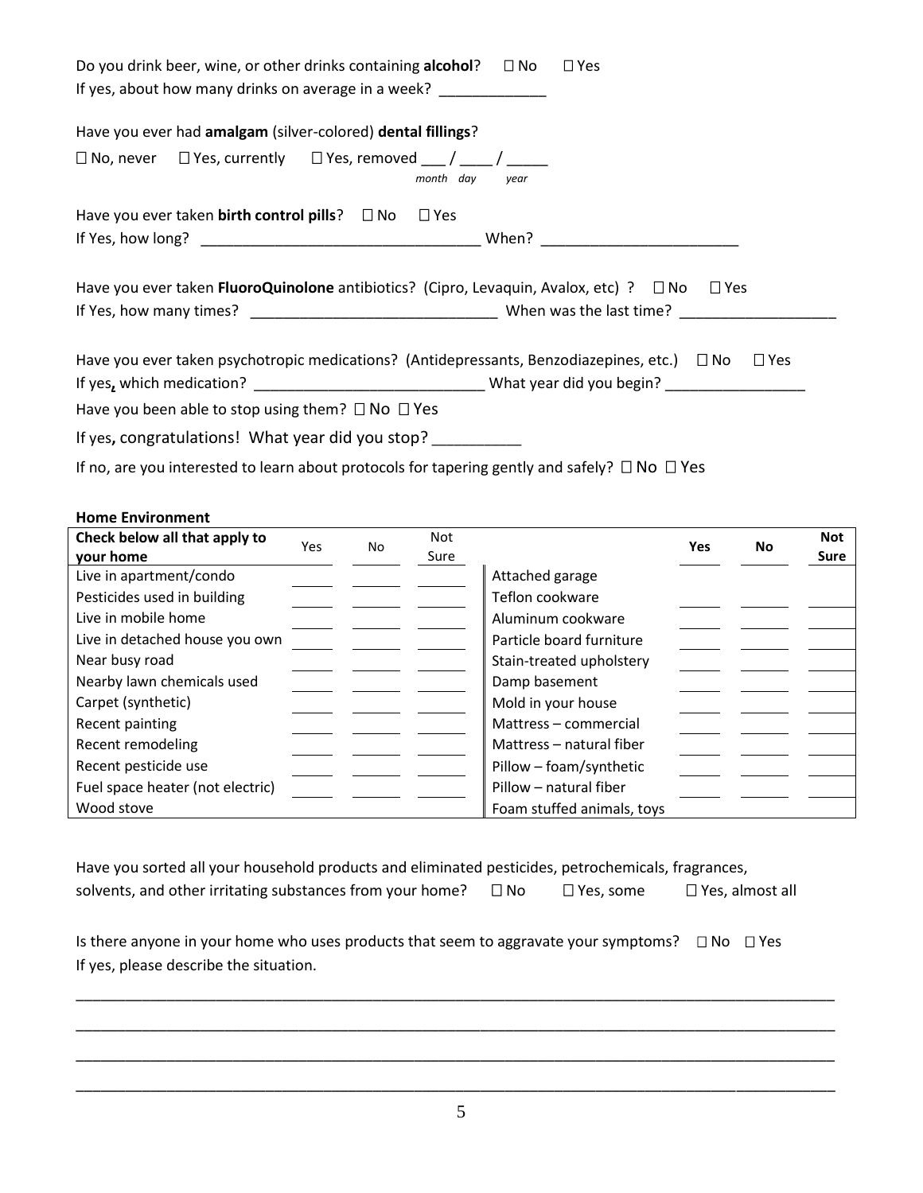Do you drink beer, wine, or other drinks containing **alcohol**? ☐ No ☐ Yes
If yes, about how many drinks on average in a week? _____________

Have you ever had **amalgam** (silver-colored) **dental fillings**?

☐ No, never ☐ Yes, currently ☐ Yes, removed ___ / ____ / _____
*month day year*

Have you ever taken **birth control pills**? ☐ No ☐ Yes
If Yes, how long? _________________________________ When? ________________________

Have you ever taken **FluoroQuinolone** antibiotics? (Cipro, Levaquin, Avalox, etc) ? ☐ No ☐ Yes
If Yes, how many times? _____________________________ When was the last time? ___________________

Have you ever taken psychotropic medications? (Antidepressants, Benzodiazepines, etc.) ☐ No ☐ Yes
If yes, which medication? ___________________________ What year did you begin? _________________

Have you been able to stop using them? ☐ No ☐ Yes

If yes, congratulations! What year did you stop? __________

If no, are you interested to learn about protocols for tapering gently and safely? ☐ No ☐ Yes

**Home Environment**

| Check below all that apply to your home | Yes | No | Not Sure | | Yes | No | Not Sure |
|---|---|---|---|---|---|---|---|
| Live in apartment/condo | | | | Attached garage | | | |
| Pesticides used in building | | | | Teflon cookware | | | |
| Live in mobile home | | | | Aluminum cookware | | | |
| Live in detached house you own | | | | Particle board furniture | | | |
| Near busy road | | | | Stain-treated upholstery | | | |
| Nearby lawn chemicals used | | | | Damp basement | | | |
| Carpet (synthetic) | | | | Mold in your house | | | |
| Recent painting | | | | Mattress – commercial | | | |
| Recent remodeling | | | | Mattress – natural fiber | | | |
| Recent pesticide use | | | | Pillow – foam/synthetic | | | |
| Fuel space heater (not electric) | | | | Pillow – natural fiber | | | |
| Wood stove | | | | Foam stuffed animals, toys | | | |

Have you sorted all your household products and eliminated pesticides, petrochemicals, fragrances, solvents, and other irritating substances from your home? ☐ No ☐ Yes, some ☐ Yes, almost all

Is there anyone in your home who uses products that seem to aggravate your symptoms? ☐ No ☐ Yes
If yes, please describe the situation.

_____________________________________________________________________________________

_____________________________________________________________________________________

_____________________________________________________________________________________

_____________________________________________________________________________________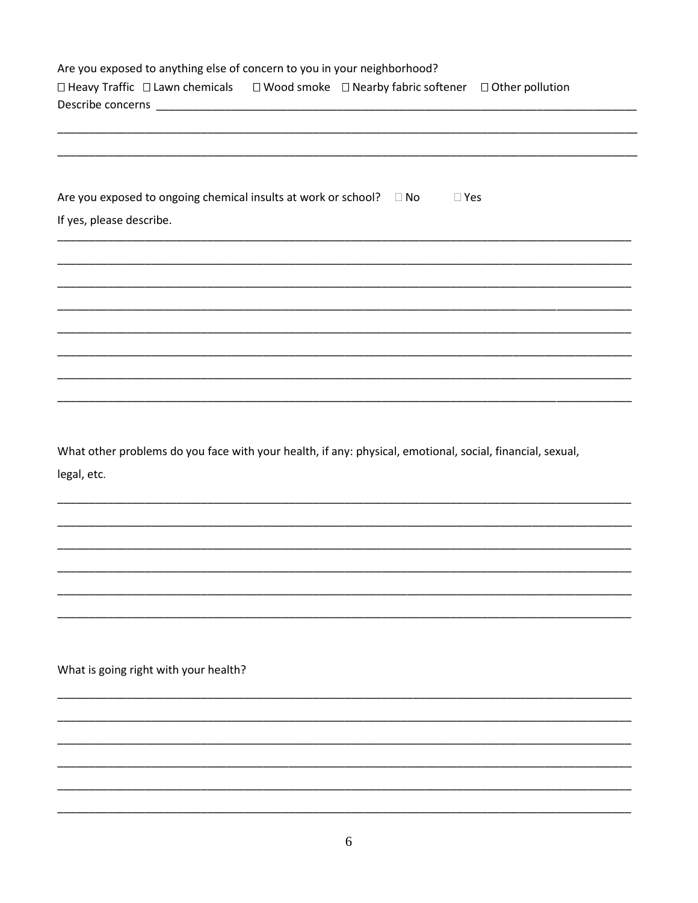Are you exposed to anything else of concern to you in your neighborhood?

☐ Heavy Traffic ☐ Lawn chemicals ☐ Wood smoke ☐ Nearby fabric softener ☐ Other pollution

Describe concerns ____________________________________________________________________________

______________________________________________________________________________________________

______________________________________________________________________________________________

Are you exposed to ongoing chemical insults at work or school? ☐ No ☐ Yes

If yes, please describe.

______________________________________________________________________________________________

______________________________________________________________________________________________

______________________________________________________________________________________________

______________________________________________________________________________________________

______________________________________________________________________________________________

______________________________________________________________________________________________

______________________________________________________________________________________________

______________________________________________________________________________________________

What other problems do you face with your health, if any: physical, emotional, social, financial, sexual, legal, etc.

______________________________________________________________________________________________

______________________________________________________________________________________________

______________________________________________________________________________________________

______________________________________________________________________________________________

______________________________________________________________________________________________

______________________________________________________________________________________________

What is going right with your health?

______________________________________________________________________________________________

______________________________________________________________________________________________

______________________________________________________________________________________________

______________________________________________________________________________________________

______________________________________________________________________________________________

______________________________________________________________________________________________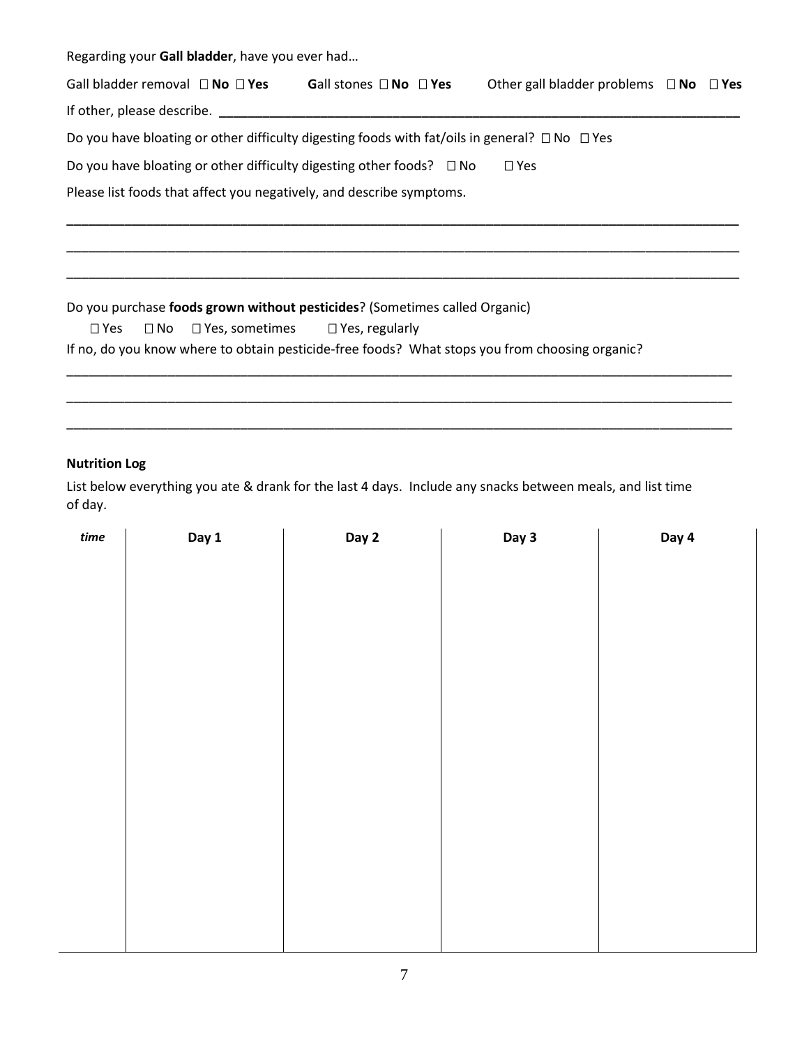Regarding your **Gall bladder**, have you ever had…

Gall bladder removal ☐ **No** ☐ **Yes**  **G**all stones ☐ **No** ☐ **Yes**  Other gall bladder problems ☐ **No** ☐ **Yes**

If other, please describe. ______________________________________________________________

Do you have bloating or other difficulty digesting foods with fat/oils in general? ☐ No ☐ Yes

Do you have bloating or other difficulty digesting other foods? ☐ No ☐ Yes

Please list foods that affect you negatively, and describe symptoms.

______________________________________________________________________________

______________________________________________________________________________

______________________________________________________________________________

Do you purchase **foods grown without pesticides**? (Sometimes called Organic)

☐ Yes ☐ No ☐ Yes, sometimes ☐ Yes, regularly

If no, do you know where to obtain pesticide-free foods? What stops you from choosing organic?

______________________________________________________________________________

______________________________________________________________________________

______________________________________________________________________________

**Nutrition Log**

List below everything you ate & drank for the last 4 days. Include any snacks between meals, and list time of day.

| *time* | Day 1 | Day 2 | Day 3 | Day 4 |
|---|---|---|---|---|
| | | | | |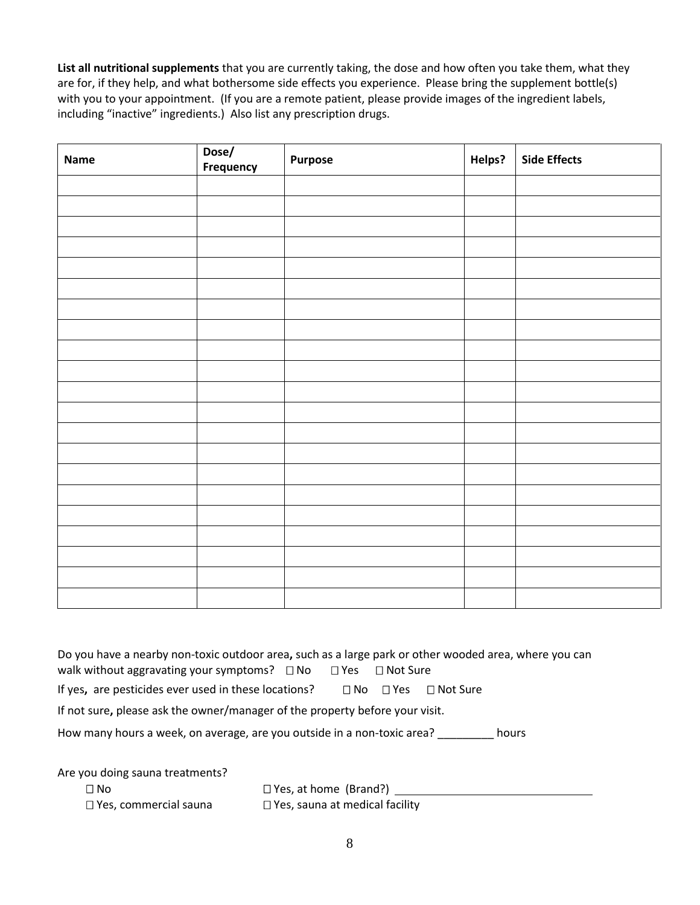**List all nutritional supplements** that you are currently taking, the dose and how often you take them, what they are for, if they help, and what bothersome side effects you experience. Please bring the supplement bottle(s) with you to your appointment. (If you are a remote patient, please provide images of the ingredient labels, including "inactive" ingredients.) Also list any prescription drugs.

| Name | Dose/ Frequency | Purpose | Helps? | Side Effects |
|---|---|---|---|---|
| | | | | |
| | | | | |
| | | | | |
| | | | | |
| | | | | |
| | | | | |
| | | | | |
| | | | | |
| | | | | |
| | | | | |
| | | | | |
| | | | | |
| | | | | |
| | | | | |
| | | | | |
| | | | | |
| | | | | |
| | | | | |
| | | | | |
| | | | | |
| | | | | |

Do you have a nearby non-toxic outdoor area**,** such as a large park or other wooded area, where you can walk without aggravating your symptoms? ☐ No ☐ Yes ☐ Not Sure

If yes**,** are pesticides ever used in these locations? ☐ No ☐ Yes ☐ Not Sure

If not sure**,** please ask the owner/manager of the property before your visit.

How many hours a week, on average, are you outside in a non-toxic area? _________ hours

Are you doing sauna treatments?

☐ No ☐ Yes, at home (Brand?) ________________________________

☐ Yes, commercial sauna ☐ Yes, sauna at medical facility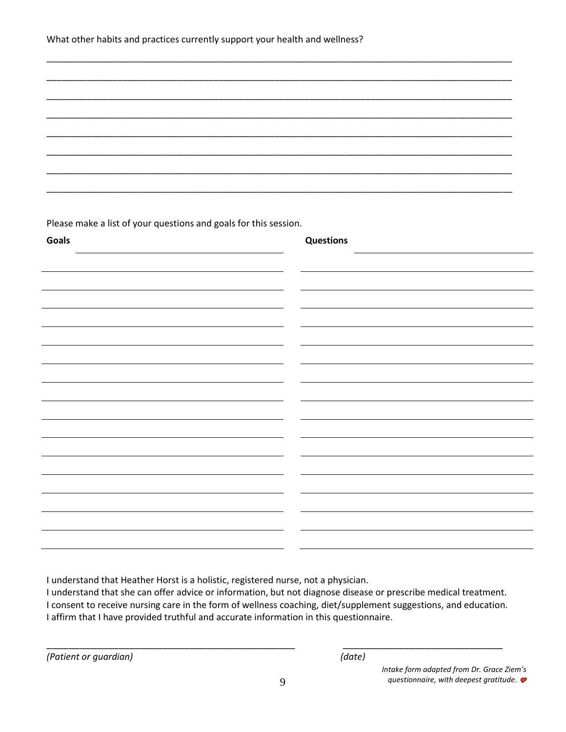What other habits and practices currently support your health and wellness?

\_\_\_\_\_\_\_\_\_\_\_\_\_\_\_\_\_\_\_\_\_\_\_\_\_\_\_\_\_\_\_\_\_\_\_\_\_\_\_\_\_\_\_\_\_\_\_\_\_\_\_\_\_\_\_\_\_\_\_\_\_\_\_\_\_\_\_\_\_\_\_\_\_\_\_\_\_\_

\_\_\_\_\_\_\_\_\_\_\_\_\_\_\_\_\_\_\_\_\_\_\_\_\_\_\_\_\_\_\_\_\_\_\_\_\_\_\_\_\_\_\_\_\_\_\_\_\_\_\_\_\_\_\_\_\_\_\_\_\_\_\_\_\_\_\_\_\_\_\_\_\_\_\_\_\_\_

\_\_\_\_\_\_\_\_\_\_\_\_\_\_\_\_\_\_\_\_\_\_\_\_\_\_\_\_\_\_\_\_\_\_\_\_\_\_\_\_\_\_\_\_\_\_\_\_\_\_\_\_\_\_\_\_\_\_\_\_\_\_\_\_\_\_\_\_\_\_\_\_\_\_\_\_\_\_

\_\_\_\_\_\_\_\_\_\_\_\_\_\_\_\_\_\_\_\_\_\_\_\_\_\_\_\_\_\_\_\_\_\_\_\_\_\_\_\_\_\_\_\_\_\_\_\_\_\_\_\_\_\_\_\_\_\_\_\_\_\_\_\_\_\_\_\_\_\_\_\_\_\_\_\_\_\_

\_\_\_\_\_\_\_\_\_\_\_\_\_\_\_\_\_\_\_\_\_\_\_\_\_\_\_\_\_\_\_\_\_\_\_\_\_\_\_\_\_\_\_\_\_\_\_\_\_\_\_\_\_\_\_\_\_\_\_\_\_\_\_\_\_\_\_\_\_\_\_\_\_\_\_\_\_\_

\_\_\_\_\_\_\_\_\_\_\_\_\_\_\_\_\_\_\_\_\_\_\_\_\_\_\_\_\_\_\_\_\_\_\_\_\_\_\_\_\_\_\_\_\_\_\_\_\_\_\_\_\_\_\_\_\_\_\_\_\_\_\_\_\_\_\_\_\_\_\_\_\_\_\_\_\_\_

\_\_\_\_\_\_\_\_\_\_\_\_\_\_\_\_\_\_\_\_\_\_\_\_\_\_\_\_\_\_\_\_\_\_\_\_\_\_\_\_\_\_\_\_\_\_\_\_\_\_\_\_\_\_\_\_\_\_\_\_\_\_\_\_\_\_\_\_\_\_\_\_\_\_\_\_\_\_

\_\_\_\_\_\_\_\_\_\_\_\_\_\_\_\_\_\_\_\_\_\_\_\_\_\_\_\_\_\_\_\_\_\_\_\_\_\_\_\_\_\_\_\_\_\_\_\_\_\_\_\_\_\_\_\_\_\_\_\_\_\_\_\_\_\_\_\_\_\_\_\_\_\_\_\_\_\_

Please make a list of your questions and goals for this session.

| **Goals** | **Questions** |
|---|---|
| | |
| | |
| | |
| | |
| | |
| | |
| | |
| | |
| | |
| | |
| | |
| | |
| | |
| | |
| | |
| | |

I understand that Heather Horst is a holistic, registered nurse, not a physician.
I understand that she can offer advice or information, but not diagnose disease or prescribe medical treatment.
I consent to receive nursing care in the form of wellness coaching, diet/supplement suggestions, and education.
I affirm that I have provided truthful and accurate information in this questionnaire.

\_\_\_\_\_\_\_\_\_\_\_\_\_\_\_\_\_\_\_\_\_\_\_\_\_\_\_\_\_\_\_\_\_\_\_\_\_\_\_\_\_\_\_ \_\_\_\_\_\_\_\_\_\_\_\_\_\_\_\_\_\_\_\_\_\_\_\_\_\_\_\_\_\_

*(Patient or guardian)* *(date)*

*Intake form adapted from Dr. Grace Ziem's questionnaire, with deepest gratitude.* ❤